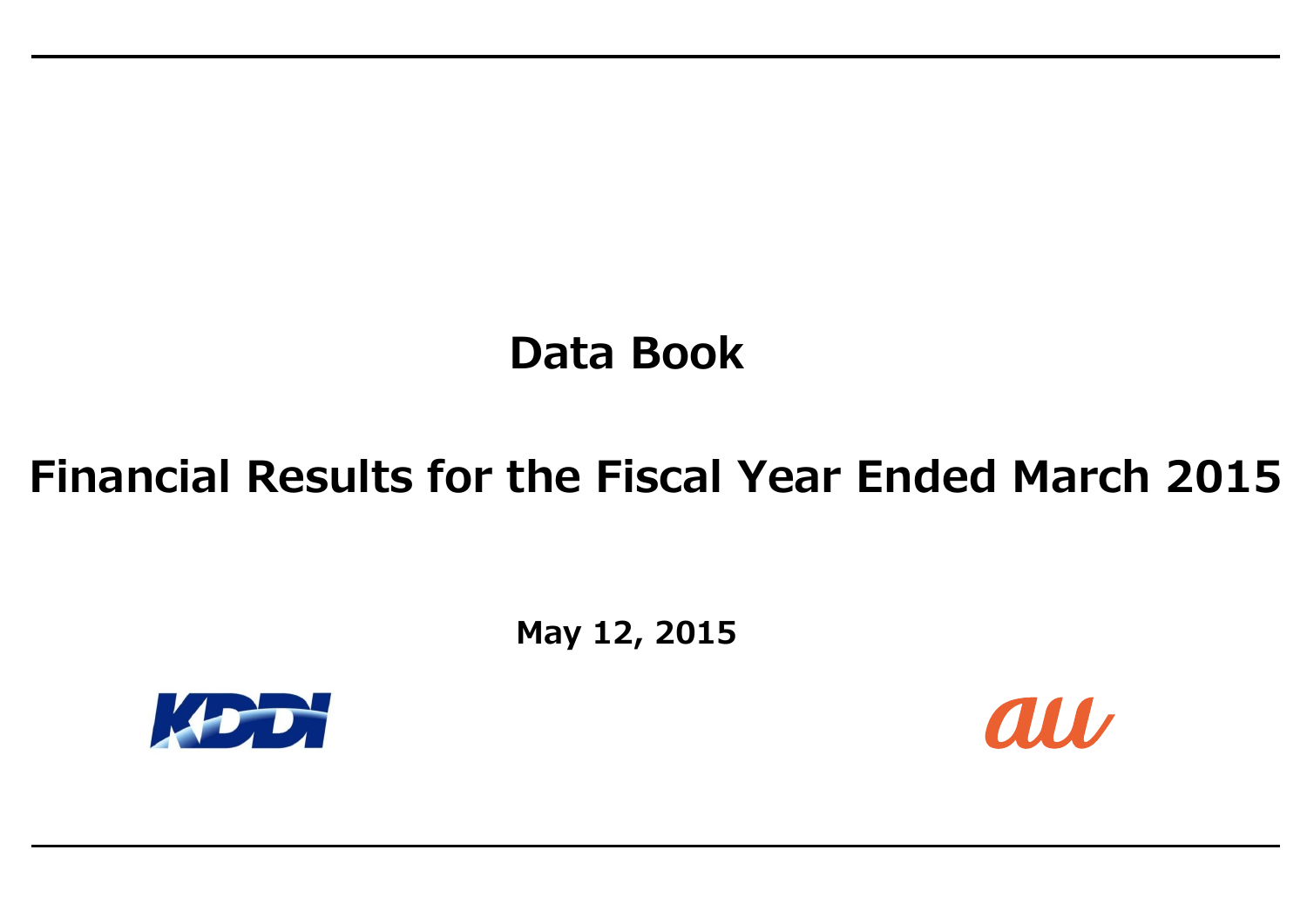# Data Book

## Financial Results for the Fiscal Year Ended March 2015

**May 12, 2015**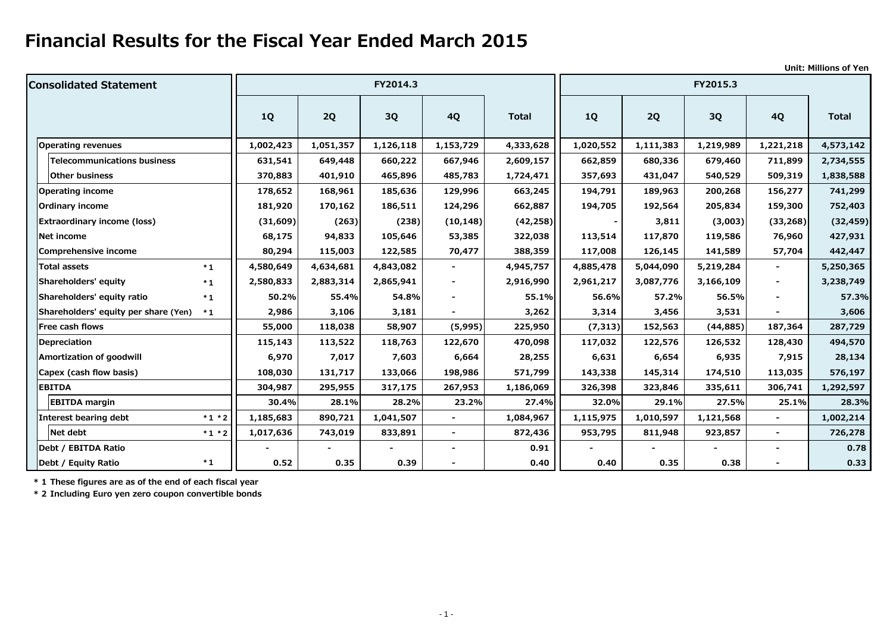# Financial Results for the Fiscal Year Ended March 2015

Unit: Millions of Yen

| Consolidated Statement | | FY2014.3 | | | | | FY2015.3 | | | | |
|---|---|---|---|---|---|---|---|---|---|---|---|
| | | 1Q | 2Q | 3Q | 4Q | Total | 1Q | 2Q | 3Q | 4Q | Total |
| Operating revenues | | 1,002,423 | 1,051,357 | 1,126,118 | 1,153,729 | 4,333,628 | 1,020,552 | 1,111,383 | 1,219,989 | 1,221,218 | 4,573,142 |
| Telecommunications business | | 631,541 | 649,448 | 660,222 | 667,946 | 2,609,157 | 662,859 | 680,336 | 679,460 | 711,899 | 2,734,555 |
| Other business | | 370,883 | 401,910 | 465,896 | 485,783 | 1,724,471 | 357,693 | 431,047 | 540,529 | 509,319 | 1,838,588 |
| Operating income | | 178,652 | 168,961 | 185,636 | 129,996 | 663,245 | 194,791 | 189,963 | 200,268 | 156,277 | 741,299 |
| Ordinary income | | 181,920 | 170,162 | 186,511 | 124,296 | 662,887 | 194,705 | 192,564 | 205,834 | 159,300 | 752,403 |
| Extraordinary income (loss) | | (31,609) | (263) | (238) | (10,148) | (42,258) | - | 3,811 | (3,003) | (33,268) | (32,459) |
| Net income | | 68,175 | 94,833 | 105,646 | 53,385 | 322,038 | 113,514 | 117,870 | 119,586 | 76,960 | 427,931 |
| Comprehensive income | | 80,294 | 115,003 | 122,585 | 70,477 | 388,359 | 117,008 | 126,145 | 141,589 | 57,704 | 442,447 |
| Total assets | *1 | 4,580,649 | 4,634,681 | 4,843,082 | - | 4,945,757 | 4,885,478 | 5,044,090 | 5,219,284 | - | 5,250,365 |
| Shareholders' equity | *1 | 2,580,833 | 2,883,314 | 2,865,941 | - | 2,916,990 | 2,961,217 | 3,087,776 | 3,166,109 | - | 3,238,749 |
| Shareholders' equity ratio | *1 | 50.2% | 55.4% | 54.8% | - | 55.1% | 56.6% | 57.2% | 56.5% | - | 57.3% |
| Shareholders' equity per share (Yen) | *1 | 2,986 | 3,106 | 3,181 | - | 3,262 | 3,314 | 3,456 | 3,531 | - | 3,606 |
| Free cash flows | | 55,000 | 118,038 | 58,907 | (5,995) | 225,950 | (7,313) | 152,563 | (44,885) | 187,364 | 287,729 |
| Depreciation | | 115,143 | 113,522 | 118,763 | 122,670 | 470,098 | 117,032 | 122,576 | 126,532 | 128,430 | 494,570 |
| Amortization of goodwill | | 6,970 | 7,017 | 7,603 | 6,664 | 28,255 | 6,631 | 6,654 | 6,935 | 7,915 | 28,134 |
| Capex (cash flow basis) | | 108,030 | 131,717 | 133,066 | 198,986 | 571,799 | 143,338 | 145,314 | 174,510 | 113,035 | 576,197 |
| EBITDA | | 304,987 | 295,955 | 317,175 | 267,953 | 1,186,069 | 326,398 | 323,846 | 335,611 | 306,741 | 1,292,597 |
| EBITDA margin | | 30.4% | 28.1% | 28.2% | 23.2% | 27.4% | 32.0% | 29.1% | 27.5% | 25.1% | 28.3% |
| Interest bearing debt | *1 *2 | 1,185,683 | 890,721 | 1,041,507 | - | 1,084,967 | 1,115,975 | 1,010,597 | 1,121,568 | - | 1,002,214 |
| Net debt | *1 *2 | 1,017,636 | 743,019 | 833,891 | - | 872,436 | 953,795 | 811,948 | 923,857 | - | 726,278 |
| Debt / EBITDA Ratio | | - | - | - | - | 0.91 | - | - | - | - | 0.78 |
| Debt / Equity Ratio | *1 | 0.52 | 0.35 | 0.39 | - | 0.40 | 0.40 | 0.35 | 0.38 | - | 0.33 |

*1 These figures are as of the end of each fiscal year

*2 Including Euro yen zero coupon convertible bonds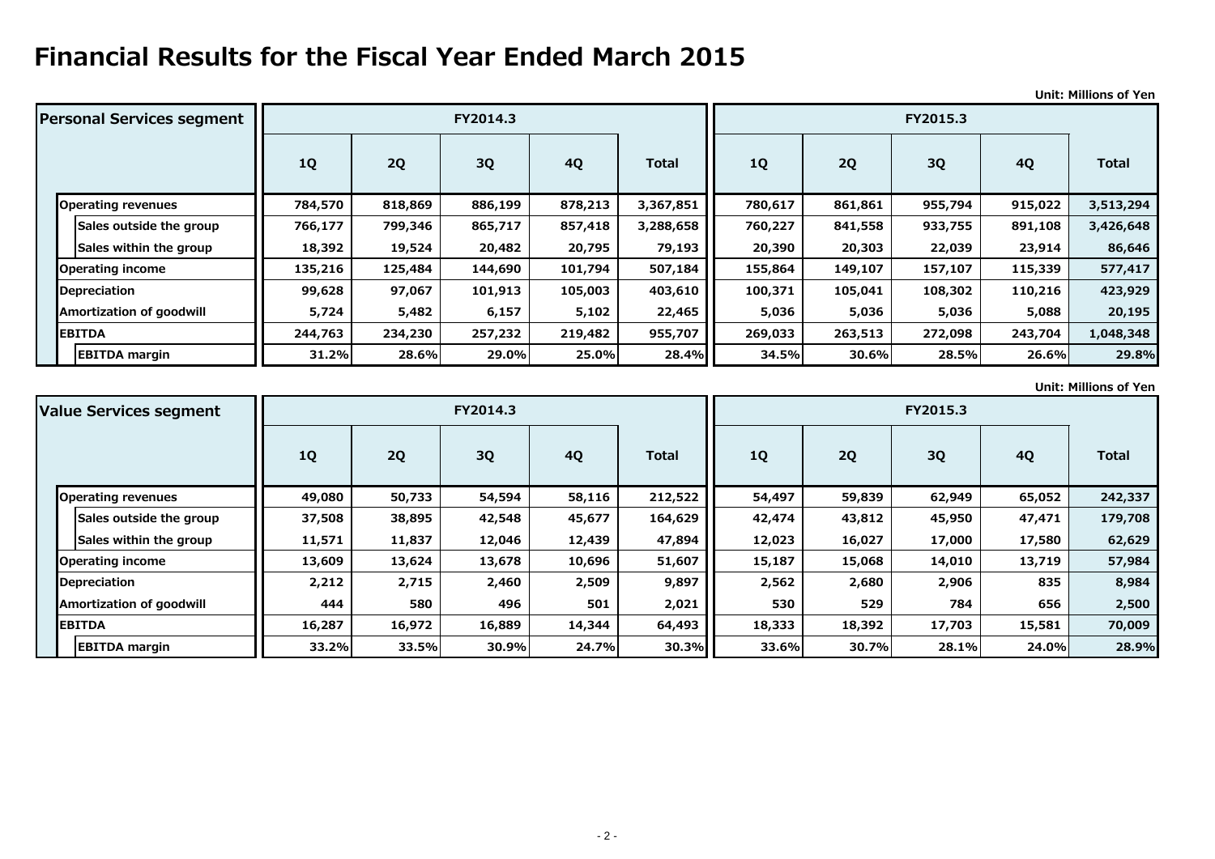# Financial Results for the Fiscal Year Ended March 2015

Unit: Millions of Yen

| Personal Services segment | FY2014.3 | | | | | FY2015.3 | | | | |
|---|---|---|---|---|---|---|---|---|---|---|
| | 1Q | 2Q | 3Q | 4Q | Total | 1Q | 2Q | 3Q | 4Q | Total |
| Operating revenues | 784,570 | 818,869 | 886,199 | 878,213 | 3,367,851 | 780,617 | 861,861 | 955,794 | 915,022 | 3,513,294 |
| Sales outside the group | 766,177 | 799,346 | 865,717 | 857,418 | 3,288,658 | 760,227 | 841,558 | 933,755 | 891,108 | 3,426,648 |
| Sales within the group | 18,392 | 19,524 | 20,482 | 20,795 | 79,193 | 20,390 | 20,303 | 22,039 | 23,914 | 86,646 |
| Operating income | 135,216 | 125,484 | 144,690 | 101,794 | 507,184 | 155,864 | 149,107 | 157,107 | 115,339 | 577,417 |
| Depreciation | 99,628 | 97,067 | 101,913 | 105,003 | 403,610 | 100,371 | 105,041 | 108,302 | 110,216 | 423,929 |
| Amortization of goodwill | 5,724 | 5,482 | 6,157 | 5,102 | 22,465 | 5,036 | 5,036 | 5,036 | 5,088 | 20,195 |
| EBITDA | 244,763 | 234,230 | 257,232 | 219,482 | 955,707 | 269,033 | 263,513 | 272,098 | 243,704 | 1,048,348 |
| EBITDA margin | 31.2% | 28.6% | 29.0% | 25.0% | 28.4% | 34.5% | 30.6% | 28.5% | 26.6% | 29.8% |

Unit: Millions of Yen

| Value Services segment | FY2014.3 | | | | | FY2015.3 | | | | |
|---|---|---|---|---|---|---|---|---|---|---|
| | 1Q | 2Q | 3Q | 4Q | Total | 1Q | 2Q | 3Q | 4Q | Total |
| Operating revenues | 49,080 | 50,733 | 54,594 | 58,116 | 212,522 | 54,497 | 59,839 | 62,949 | 65,052 | 242,337 |
| Sales outside the group | 37,508 | 38,895 | 42,548 | 45,677 | 164,629 | 42,474 | 43,812 | 45,950 | 47,471 | 179,708 |
| Sales within the group | 11,571 | 11,837 | 12,046 | 12,439 | 47,894 | 12,023 | 16,027 | 17,000 | 17,580 | 62,629 |
| Operating income | 13,609 | 13,624 | 13,678 | 10,696 | 51,607 | 15,187 | 15,068 | 14,010 | 13,719 | 57,984 |
| Depreciation | 2,212 | 2,715 | 2,460 | 2,509 | 9,897 | 2,562 | 2,680 | 2,906 | 835 | 8,984 |
| Amortization of goodwill | 444 | 580 | 496 | 501 | 2,021 | 530 | 529 | 784 | 656 | 2,500 |
| EBITDA | 16,287 | 16,972 | 16,889 | 14,344 | 64,493 | 18,333 | 18,392 | 17,703 | 15,581 | 70,009 |
| EBITDA margin | 33.2% | 33.5% | 30.9% | 24.7% | 30.3% | 33.6% | 30.7% | 28.1% | 24.0% | 28.9% |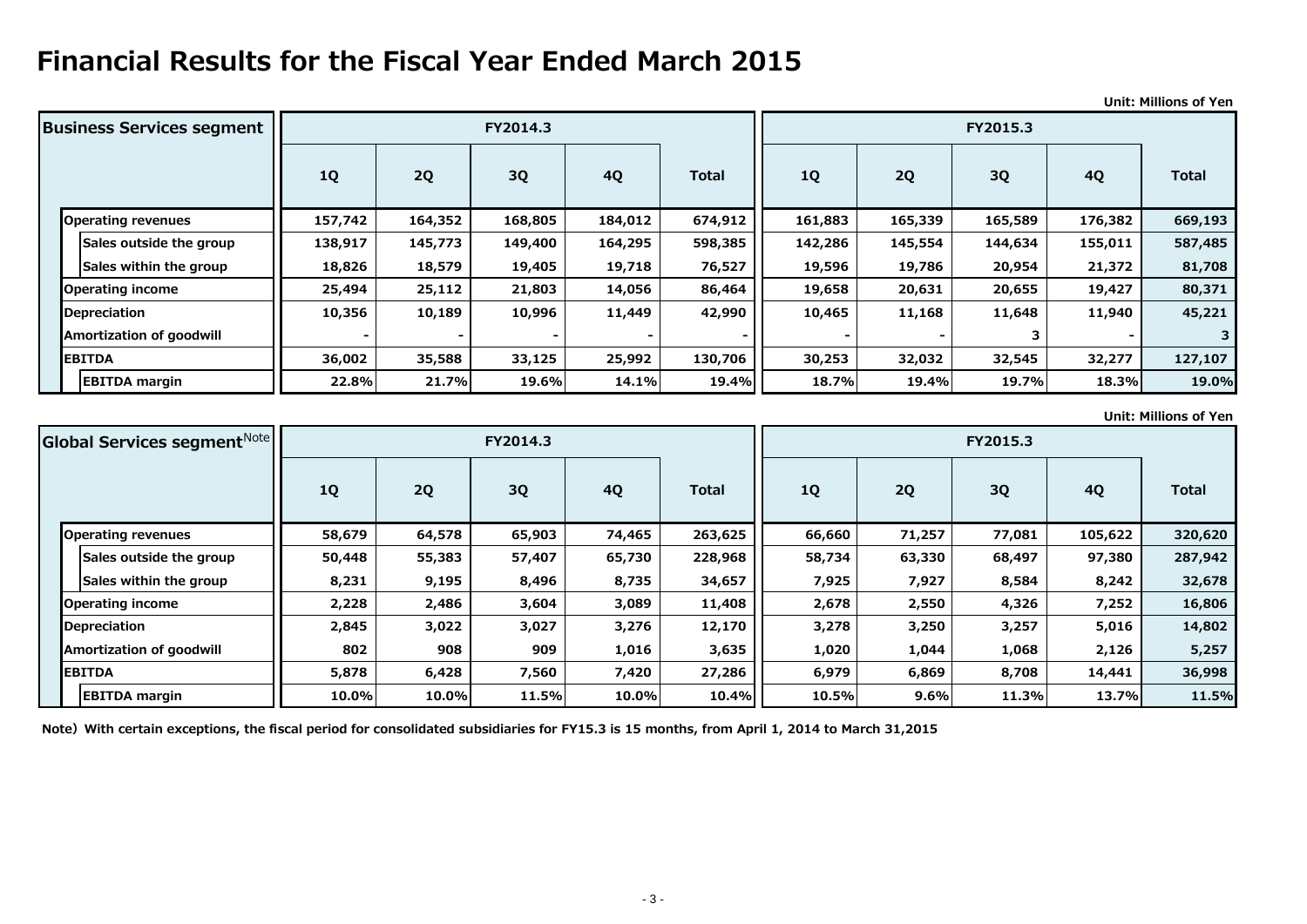# Financial Results for the Fiscal Year Ended March 2015

Unit: Millions of Yen

| Business Services segment | FY2014.3 | | | | | FY2015.3 | | | | |
|---|---|---|---|---|---|---|---|---|---|---|
| | 1Q | 2Q | 3Q | 4Q | Total | 1Q | 2Q | 3Q | 4Q | Total |
| Operating revenues | 157,742 | 164,352 | 168,805 | 184,012 | 674,912 | 161,883 | 165,339 | 165,589 | 176,382 | 669,193 |
| Sales outside the group | 138,917 | 145,773 | 149,400 | 164,295 | 598,385 | 142,286 | 145,554 | 144,634 | 155,011 | 587,485 |
| Sales within the group | 18,826 | 18,579 | 19,405 | 19,718 | 76,527 | 19,596 | 19,786 | 20,954 | 21,372 | 81,708 |
| Operating income | 25,494 | 25,112 | 21,803 | 14,056 | 86,464 | 19,658 | 20,631 | 20,655 | 19,427 | 80,371 |
| Depreciation | 10,356 | 10,189 | 10,996 | 11,449 | 42,990 | 10,465 | 11,168 | 11,648 | 11,940 | 45,221 |
| Amortization of goodwill | - | - | - | - | - | - | - | 3 | - | 3 |
| EBITDA | 36,002 | 35,588 | 33,125 | 25,992 | 130,706 | 30,253 | 32,032 | 32,545 | 32,277 | 127,107 |
| EBITDA margin | 22.8% | 21.7% | 19.6% | 14.1% | 19.4% | 18.7% | 19.4% | 19.7% | 18.3% | 19.0% |

Unit: Millions of Yen

| Global Services segment[Note] | FY2014.3 | | | | | FY2015.3 | | | | |
|---|---|---|---|---|---|---|---|---|---|---|
| | 1Q | 2Q | 3Q | 4Q | Total | 1Q | 2Q | 3Q | 4Q | Total |
| Operating revenues | 58,679 | 64,578 | 65,903 | 74,465 | 263,625 | 66,660 | 71,257 | 77,081 | 105,622 | 320,620 |
| Sales outside the group | 50,448 | 55,383 | 57,407 | 65,730 | 228,968 | 58,734 | 63,330 | 68,497 | 97,380 | 287,942 |
| Sales within the group | 8,231 | 9,195 | 8,496 | 8,735 | 34,657 | 7,925 | 7,927 | 8,584 | 8,242 | 32,678 |
| Operating income | 2,228 | 2,486 | 3,604 | 3,089 | 11,408 | 2,678 | 2,550 | 4,326 | 7,252 | 16,806 |
| Depreciation | 2,845 | 3,022 | 3,027 | 3,276 | 12,170 | 3,278 | 3,250 | 3,257 | 5,016 | 14,802 |
| Amortization of goodwill | 802 | 908 | 909 | 1,016 | 3,635 | 1,020 | 1,044 | 1,068 | 2,126 | 5,257 |
| EBITDA | 5,878 | 6,428 | 7,560 | 7,420 | 27,286 | 6,979 | 6,869 | 8,708 | 14,441 | 36,998 |
| EBITDA margin | 10.0% | 10.0% | 11.5% | 10.0% | 10.4% | 10.5% | 9.6% | 11.3% | 13.7% | 11.5% |

Note） With certain exceptions, the fiscal period for consolidated subsidiaries for FY15.3 is 15 months, from April 1, 2014 to March 31,2015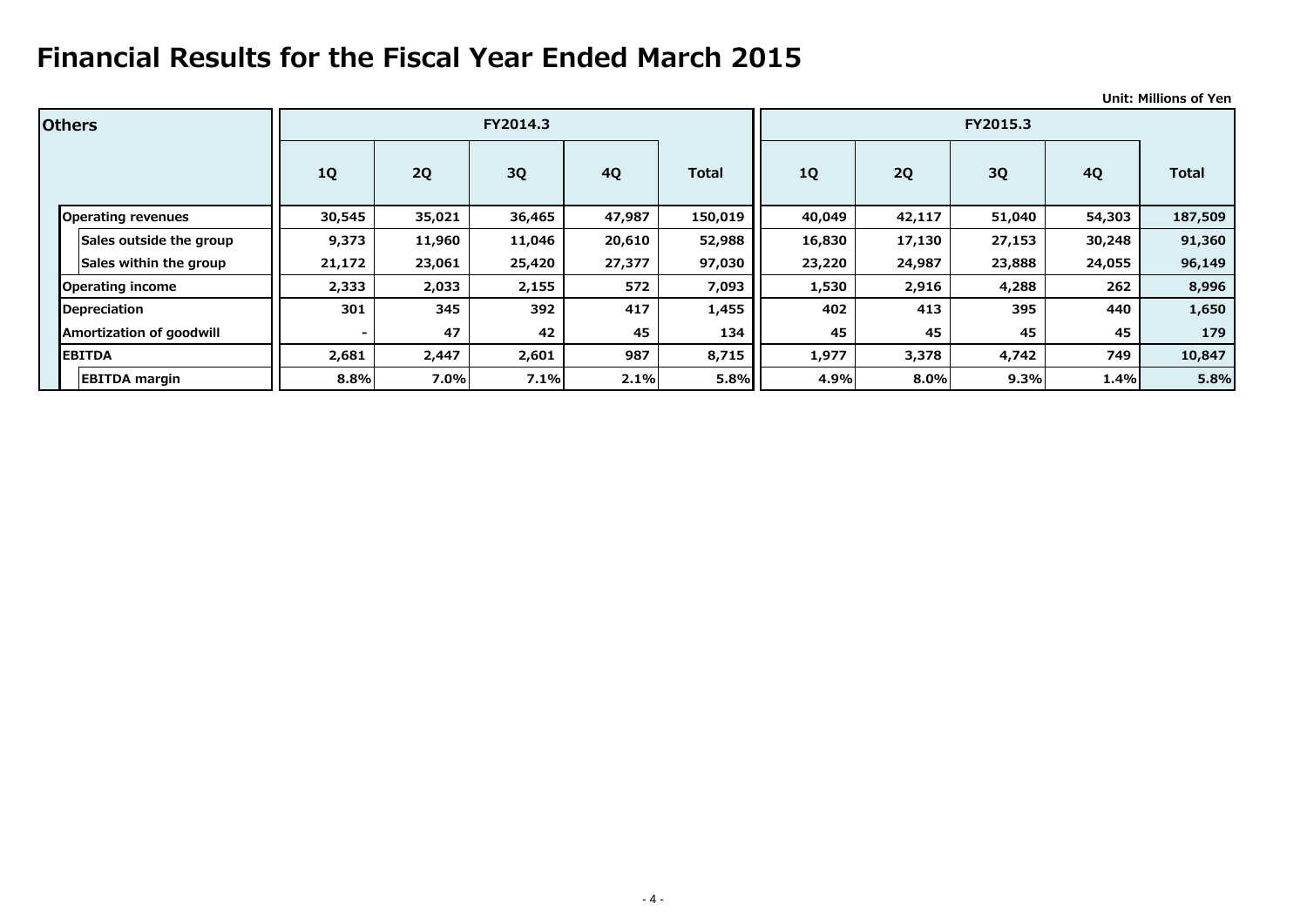# Financial Results for the Fiscal Year Ended March 2015

Unit: Millions of Yen

| Others | FY2014.3 | | | | | FY2015.3 | | | | |
|---|---|---|---|---|---|---|---|---|---|---|
| | 1Q | 2Q | 3Q | 4Q | Total | 1Q | 2Q | 3Q | 4Q | Total |
| Operating revenues | 30,545 | 35,021 | 36,465 | 47,987 | 150,019 | 40,049 | 42,117 | 51,040 | 54,303 | 187,509 |
| Sales outside the group | 9,373 | 11,960 | 11,046 | 20,610 | 52,988 | 16,830 | 17,130 | 27,153 | 30,248 | 91,360 |
| Sales within the group | 21,172 | 23,061 | 25,420 | 27,377 | 97,030 | 23,220 | 24,987 | 23,888 | 24,055 | 96,149 |
| Operating income | 2,333 | 2,033 | 2,155 | 572 | 7,093 | 1,530 | 2,916 | 4,288 | 262 | 8,996 |
| Depreciation | 301 | 345 | 392 | 417 | 1,455 | 402 | 413 | 395 | 440 | 1,650 |
| Amortization of goodwill | - | 47 | 42 | 45 | 134 | 45 | 45 | 45 | 45 | 179 |
| EBITDA | 2,681 | 2,447 | 2,601 | 987 | 8,715 | 1,977 | 3,378 | 4,742 | 749 | 10,847 |
| EBITDA margin | 8.8% | 7.0% | 7.1% | 2.1% | 5.8% | 4.9% | 8.0% | 9.3% | 1.4% | 5.8% |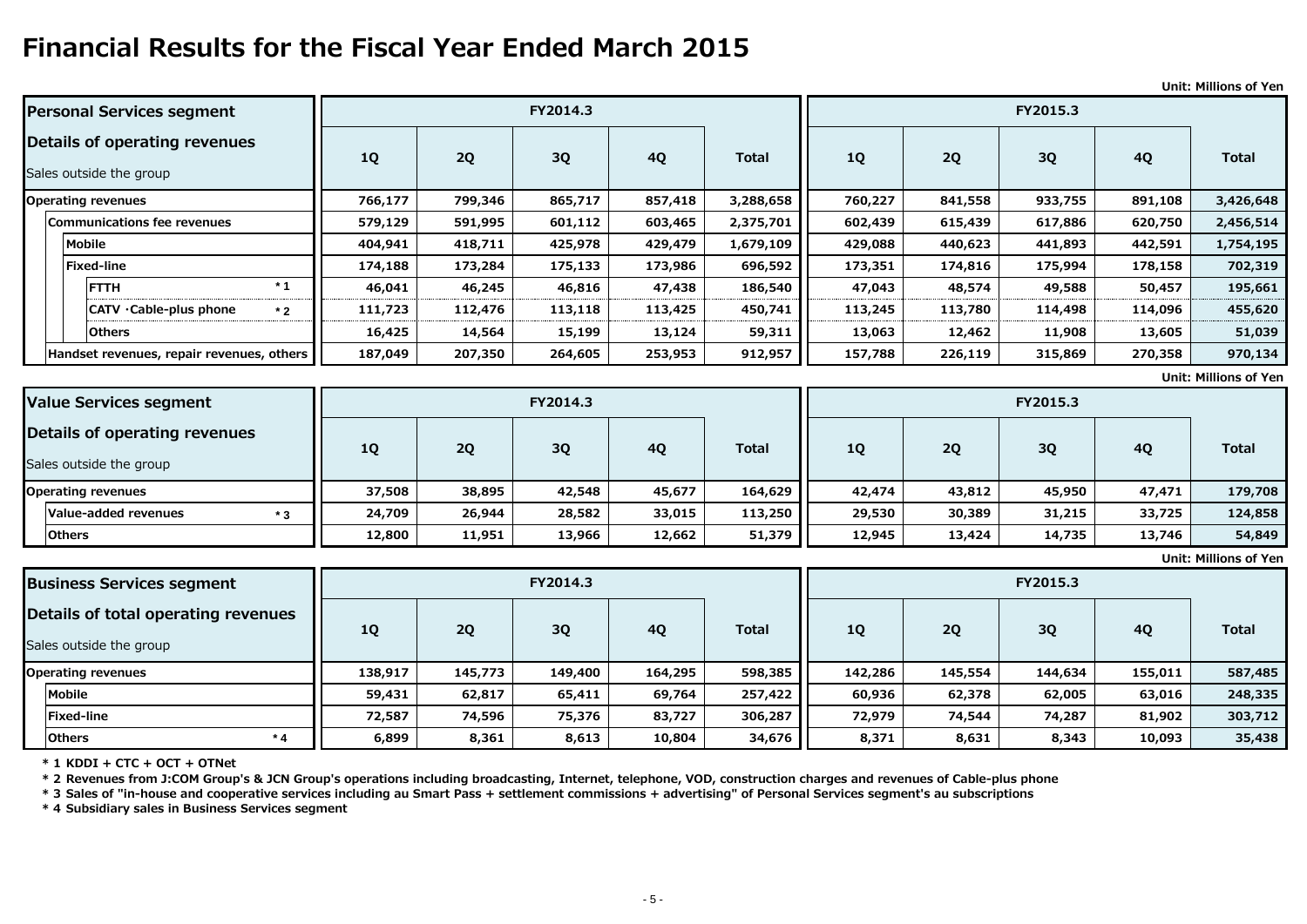# Financial Results for the Fiscal Year Ended March 2015

Unit: Millions of Yen

| Personal Services segment<br>Details of operating revenues<br>Sales outside the group | FY2014.3 | | | | | FY2015.3 | | | | |
|---|---|---|---|---|---|---|---|---|---|---|
| | 1Q | 2Q | 3Q | 4Q | Total | 1Q | 2Q | 3Q | 4Q | Total |
| Operating revenues | 766,177 | 799,346 | 865,717 | 857,418 | 3,288,658 | 760,227 | 841,558 | 933,755 | 891,108 | 3,426,648 |
| Communications fee revenues | 579,129 | 591,995 | 601,112 | 603,465 | 2,375,701 | 602,439 | 615,439 | 617,886 | 620,750 | 2,456,514 |
| Mobile | 404,941 | 418,711 | 425,978 | 429,479 | 1,679,109 | 429,088 | 440,623 | 441,893 | 442,591 | 1,754,195 |
| Fixed-line | 174,188 | 173,284 | 175,133 | 173,986 | 696,592 | 173,351 | 174,816 | 175,994 | 178,158 | 702,319 |
| FTTH *1 | 46,041 | 46,245 | 46,816 | 47,438 | 186,540 | 47,043 | 48,574 | 49,588 | 50,457 | 195,661 |
| CATV ·Cable-plus phone *2 | 111,723 | 112,476 | 113,118 | 113,425 | 450,741 | 113,245 | 113,780 | 114,498 | 114,096 | 455,620 |
| Others | 16,425 | 14,564 | 15,199 | 13,124 | 59,311 | 13,063 | 12,462 | 11,908 | 13,605 | 51,039 |
| Handset revenues, repair revenues, others | 187,049 | 207,350 | 264,605 | 253,953 | 912,957 | 157,788 | 226,119 | 315,869 | 270,358 | 970,134 |

Unit: Millions of Yen

| Value Services segment<br>Details of operating revenues<br>Sales outside the group | FY2014.3 | | | | | FY2015.3 | | | | |
|---|---|---|---|---|---|---|---|---|---|---|
| | 1Q | 2Q | 3Q | 4Q | Total | 1Q | 2Q | 3Q | 4Q | Total |
| Operating revenues | 37,508 | 38,895 | 42,548 | 45,677 | 164,629 | 42,474 | 43,812 | 45,950 | 47,471 | 179,708 |
| Value-added revenues *3 | 24,709 | 26,944 | 28,582 | 33,015 | 113,250 | 29,530 | 30,389 | 31,215 | 33,725 | 124,858 |
| Others | 12,800 | 11,951 | 13,966 | 12,662 | 51,379 | 12,945 | 13,424 | 14,735 | 13,746 | 54,849 |

Unit: Millions of Yen

| Business Services segment<br>Details of total operating revenues<br>Sales outside the group | FY2014.3 | | | | | FY2015.3 | | | | |
|---|---|---|---|---|---|---|---|---|---|---|
| | 1Q | 2Q | 3Q | 4Q | Total | 1Q | 2Q | 3Q | 4Q | Total |
| Operating revenues | 138,917 | 145,773 | 149,400 | 164,295 | 598,385 | 142,286 | 145,554 | 144,634 | 155,011 | 587,485 |
| Mobile | 59,431 | 62,817 | 65,411 | 69,764 | 257,422 | 60,936 | 62,378 | 62,005 | 63,016 | 248,335 |
| Fixed-line | 72,587 | 74,596 | 75,376 | 83,727 | 306,287 | 72,979 | 74,544 | 74,287 | 81,902 | 303,712 |
| Others *4 | 6,899 | 8,361 | 8,613 | 10,804 | 34,676 | 8,371 | 8,631 | 8,343 | 10,093 | 35,438 |

*1 KDDI + CTC + OCT + OTNet

*2 Revenues from J:COM Group's & JCN Group's operations including broadcasting, Internet, telephone, VOD, construction charges and revenues of Cable-plus phone

*3 Sales of "in-house and cooperative services including au Smart Pass + settlement commissions + advertising" of Personal Services segment's au subscriptions

*4 Subsidiary sales in Business Services segment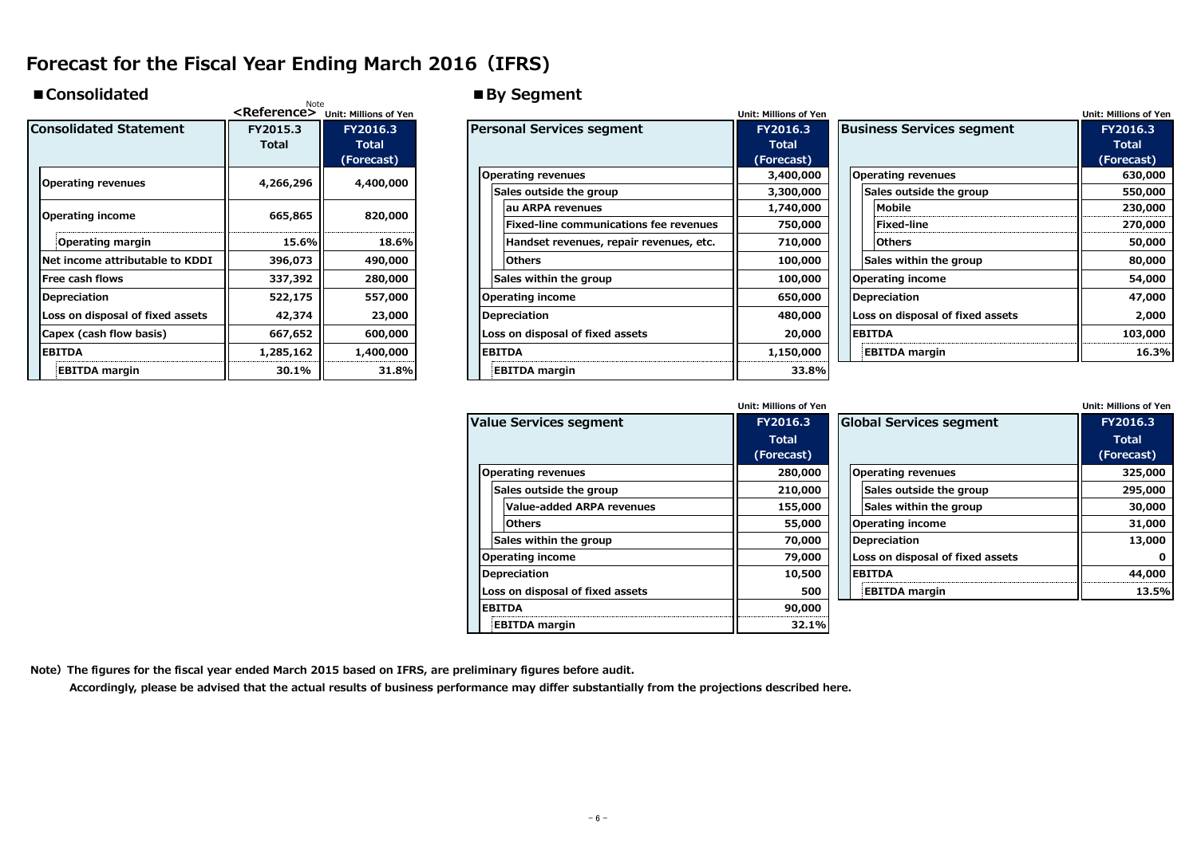# Forecast for the Fiscal Year Ending March 2016（IFRS）

## ■Consolidated

Unit: Millions of Yen

| Consolidated Statement | <Reference> Note FY2015.3 Total | FY2016.3 Total (Forecast) |
|---|---|---|
| Operating revenues | 4,266,296 | 4,400,000 |
| Operating income | 665,865 | 820,000 |
| Operating margin | 15.6% | 18.6% |
| Net income attributable to KDDI | 396,073 | 490,000 |
| Free cash flows | 337,392 | 280,000 |
| Depreciation | 522,175 | 557,000 |
| Loss on disposal of fixed assets | 42,374 | 23,000 |
| Capex (cash flow basis) | 667,652 | 600,000 |
| EBITDA | 1,285,162 | 1,400,000 |
| EBITDA margin | 30.1% | 31.8% |

## ■By Segment

Unit: Millions of Yen

| Personal Services segment | FY2016.3 Total (Forecast) |
|---|---|
| Operating revenues | 3,400,000 |
| Sales outside the group | 3,300,000 |
| au ARPA revenues | 1,740,000 |
| Fixed-line communications fee revenues | 750,000 |
| Handset revenues, repair revenues, etc. | 710,000 |
| Others | 100,000 |
| Sales within the group | 100,000 |
| Operating income | 650,000 |
| Depreciation | 480,000 |
| Loss on disposal of fixed assets | 20,000 |
| EBITDA | 1,150,000 |
| EBITDA margin | 33.8% |

Unit: Millions of Yen

| Business Services segment | FY2016.3 Total (Forecast) |
|---|---|
| Operating revenues | 630,000 |
| Sales outside the group | 550,000 |
| Mobile | 230,000 |
| Fixed-line | 270,000 |
| Others | 50,000 |
| Sales within the group | 80,000 |
| Operating income | 54,000 |
| Depreciation | 47,000 |
| Loss on disposal of fixed assets | 2,000 |
| EBITDA | 103,000 |
| EBITDA margin | 16.3% |

Unit: Millions of Yen

| Value Services segment | FY2016.3 Total (Forecast) |
|---|---|
| Operating revenues | 280,000 |
| Sales outside the group | 210,000 |
| Value-added ARPA revenues | 155,000 |
| Others | 55,000 |
| Sales within the group | 70,000 |
| Operating income | 79,000 |
| Depreciation | 10,500 |
| Loss on disposal of fixed assets | 500 |
| EBITDA | 90,000 |
| EBITDA margin | 32.1% |

Unit: Millions of Yen

| Global Services segment | FY2016.3 Total (Forecast) |
|---|---|
| Operating revenues | 325,000 |
| Sales outside the group | 295,000 |
| Sales within the group | 30,000 |
| Operating income | 31,000 |
| Depreciation | 13,000 |
| Loss on disposal of fixed assets | 0 |
| EBITDA | 44,000 |
| EBITDA margin | 13.5% |

Note）The figures for the fiscal year ended March 2015 based on IFRS, are preliminary figures before audit.
Accordingly, please be advised that the actual results of business performance may differ substantially from the projections described here.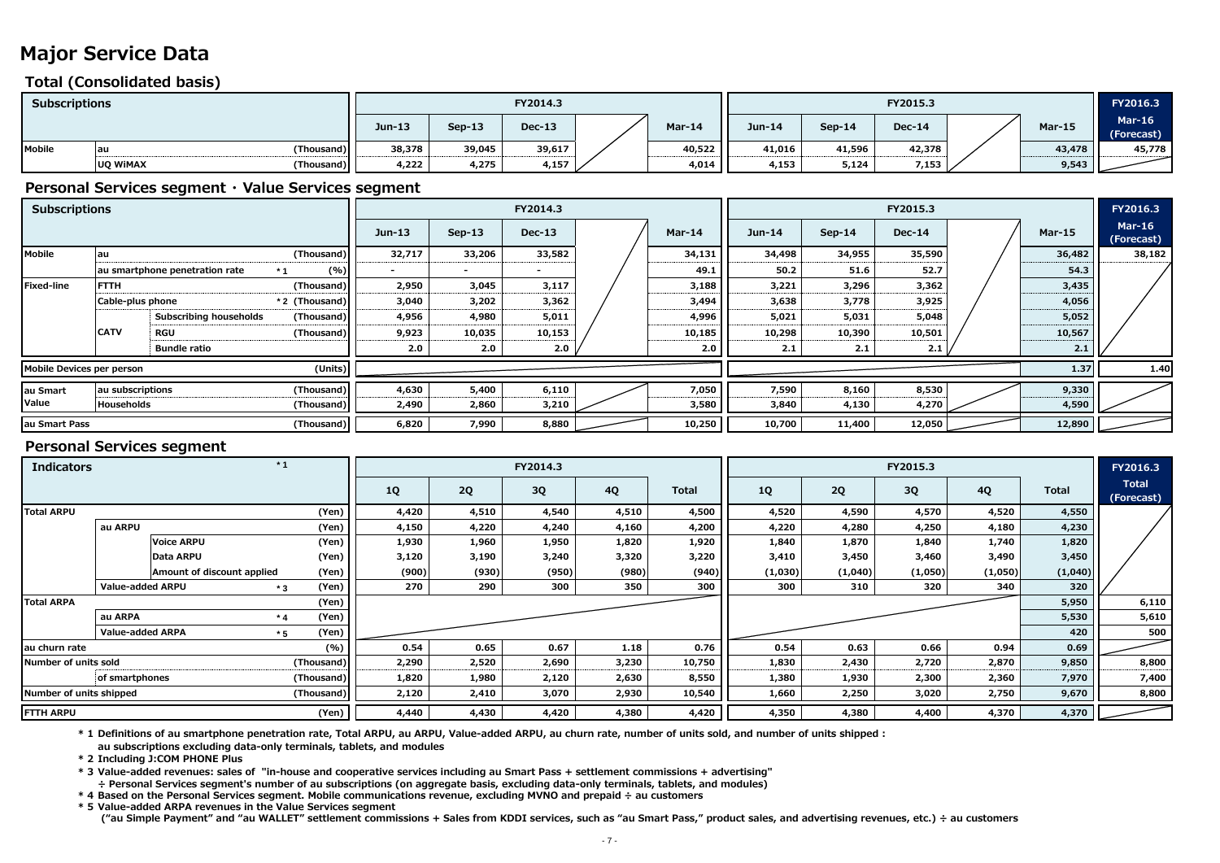# Major Service Data

## Total (Consolidated basis)

| Subscriptions | | | FY2014.3 Jun-13 | Sep-13 | Dec-13 | | Mar-14 | FY2015.3 Jun-14 | Sep-14 | Dec-14 | | Mar-15 | FY2016.3 Mar-16 (Forecast) |
|---|---|---|---|---|---|---|---|---|---|---|---|---|---|
| Mobile | au | (Thousand) | 38,378 | 39,045 | 39,617 | | 40,522 | 41,016 | 41,596 | 42,378 | | 43,478 | 45,778 |
| | UQ WiMAX | (Thousand) | 4,222 | 4,275 | 4,157 | | 4,014 | 4,153 | 5,124 | 7,153 | | 9,543 | |

## Personal Services segment · Value Services segment

| Subscriptions | | | | FY2014.3 Jun-13 | Sep-13 | Dec-13 | | Mar-14 | FY2015.3 Jun-14 | Sep-14 | Dec-14 | | Mar-15 | FY2016.3 Mar-16 (Forecast) |
|---|---|---|---|---|---|---|---|---|---|---|---|---|---|---|
| Mobile | au | | (Thousand) | 32,717 | 33,206 | 33,582 | | 34,131 | 34,498 | 34,955 | 35,590 | | 36,482 | 38,182 |
| | au smartphone penetration rate *1 | | (%) | - | - | - | | 49.1 | 50.2 | 51.6 | 52.7 | | 54.3 | |
| Fixed-line | FTTH | | (Thousand) | 2,950 | 3,045 | 3,117 | | 3,188 | 3,221 | 3,296 | 3,362 | | 3,435 | |
| | Cable-plus phone | | *2 (Thousand) | 3,040 | 3,202 | 3,362 | | 3,494 | 3,638 | 3,778 | 3,925 | | 4,056 | |
| | CATV | Subscribing households | (Thousand) | 4,956 | 4,980 | 5,011 | | 4,996 | 5,021 | 5,031 | 5,048 | | 5,052 | |
| | | RGU | (Thousand) | 9,923 | 10,035 | 10,153 | | 10,185 | 10,298 | 10,390 | 10,501 | | 10,567 | |
| | | Bundle ratio | | 2.0 | 2.0 | 2.0 | | 2.0 | 2.1 | 2.1 | 2.1 | | 2.1 | |
| Mobile Devices per person | | | (Units) | | | | | | | | | | 1.37 | 1.40 |
| au Smart Value | au subscriptions | | (Thousand) | 4,630 | 5,400 | 6,110 | | 7,050 | 7,590 | 8,160 | 8,530 | | 9,330 | |
| | Households | | (Thousand) | 2,490 | 2,860 | 3,210 | | 3,580 | 3,840 | 4,130 | 4,270 | | 4,590 | |
| au Smart Pass | | | (Thousand) | 6,820 | 7,990 | 8,880 | | 10,250 | 10,700 | 11,400 | 12,050 | | 12,890 | |

## Personal Services segment

| Indicators *1 | | | | FY2014.3 1Q | 2Q | 3Q | 4Q | Total | FY2015.3 1Q | 2Q | 3Q | 4Q | Total | FY2016.3 Total (Forecast) |
|---|---|---|---|---|---|---|---|---|---|---|---|---|---|---|
| Total ARPU | | | (Yen) | 4,420 | 4,510 | 4,540 | 4,510 | 4,500 | 4,520 | 4,590 | 4,570 | 4,520 | 4,550 | |
| | au ARPU | | (Yen) | 4,150 | 4,220 | 4,240 | 4,160 | 4,200 | 4,220 | 4,280 | 4,250 | 4,180 | 4,230 | |
| | | Voice ARPU | (Yen) | 1,930 | 1,960 | 1,950 | 1,820 | 1,920 | 1,840 | 1,870 | 1,840 | 1,740 | 1,820 | |
| | | Data ARPU | (Yen) | 3,120 | 3,190 | 3,240 | 3,320 | 3,220 | 3,410 | 3,450 | 3,460 | 3,490 | 3,450 | |
| | | Amount of discount applied | (Yen) | (900) | (930) | (950) | (980) | (940) | (1,030) | (1,040) | (1,050) | (1,050) | (1,040) | |
| | Value-added ARPU *3 | | (Yen) | 270 | 290 | 300 | 350 | 300 | 300 | 310 | 320 | 340 | 320 | |
| Total ARPA | | | (Yen) | | | | | | | | | | 5,950 | 6,110 |
| | au ARPA *4 | | (Yen) | | | | | | | | | | 5,530 | 5,610 |
| | Value-added ARPA *5 | | (Yen) | | | | | | | | | | 420 | 500 |
| au churn rate | | | (%) | 0.54 | 0.65 | 0.67 | 1.18 | 0.76 | 0.54 | 0.63 | 0.66 | 0.94 | 0.69 | |
| Number of units sold | | | (Thousand) | 2,290 | 2,520 | 2,690 | 3,230 | 10,750 | 1,830 | 2,430 | 2,720 | 2,870 | 9,850 | 8,800 |
| | of smartphones | | (Thousand) | 1,820 | 1,980 | 2,120 | 2,630 | 8,550 | 1,380 | 1,930 | 2,300 | 2,360 | 7,970 | 7,400 |
| Number of units shipped | | | (Thousand) | 2,120 | 2,410 | 3,070 | 2,930 | 10,540 | 1,660 | 2,250 | 3,020 | 2,750 | 9,670 | 8,800 |
| FTTH ARPU | | | (Yen) | 4,440 | 4,430 | 4,420 | 4,380 | 4,420 | 4,350 | 4,380 | 4,400 | 4,370 | 4,370 | |

\* 1 Definitions of au smartphone penetration rate, Total ARPU, au ARPU, Value-added ARPU, au churn rate, number of units sold, and number of units shipped : au subscriptions excluding data-only terminals, tablets, and modules

\* 2 Including J:COM PHONE Plus

\* 3 Value-added revenues: sales of "in-house and cooperative services including au Smart Pass + settlement commissions + advertising" ÷ Personal Services segment's number of au subscriptions (on aggregate basis, excluding data-only terminals, tablets, and modules)

\* 4 Based on the Personal Services segment. Mobile communications revenue, excluding MVNO and prepaid ÷ au customers

\* 5 Value-added ARPA revenues in the Value Services segment ("au Simple Payment" and "au WALLET" settlement commissions + Sales from KDDI services, such as "au Smart Pass," product sales, and advertising revenues, etc.) ÷ au customers